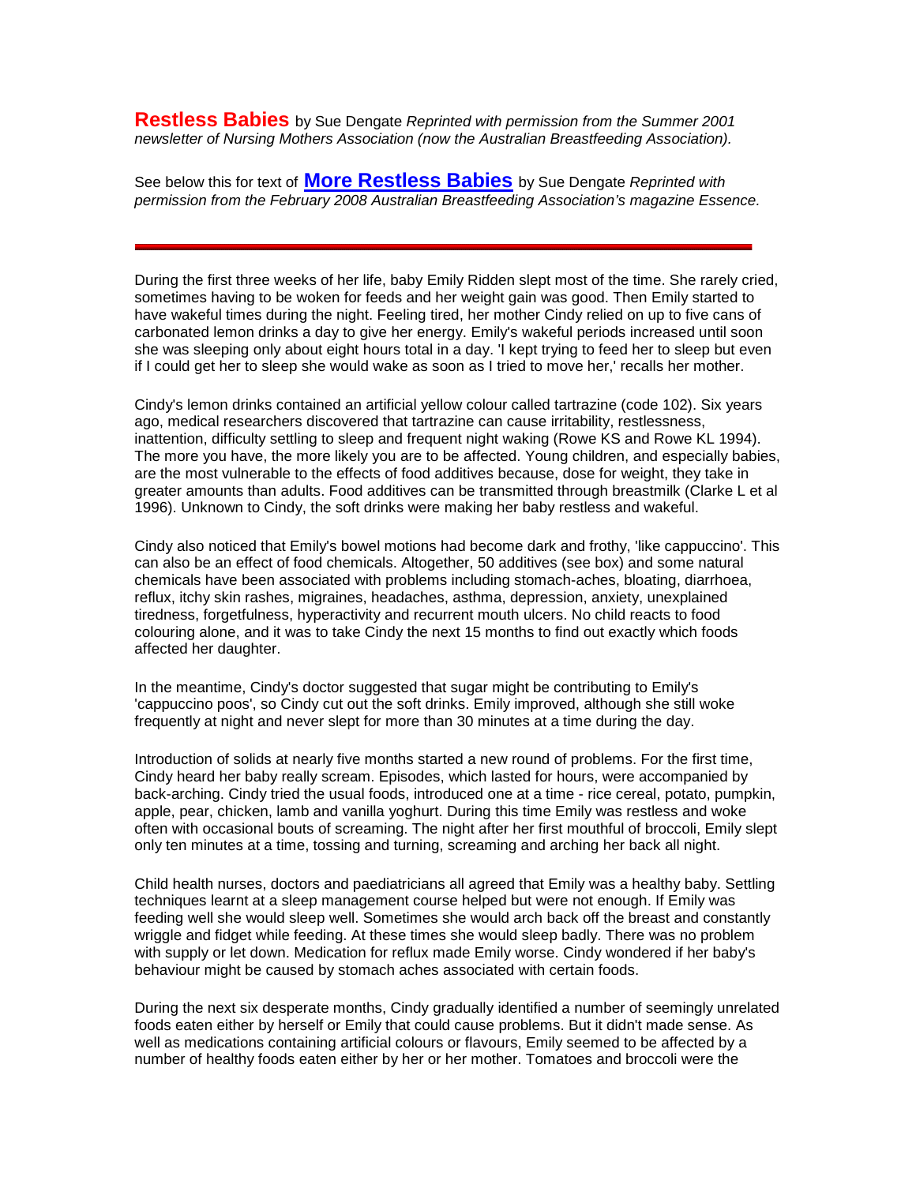# Restless Babies

by Sue Dengate *Reprinted with permission from the Summer 2001 newsletter of Nursing Mothers Association (now the Australian Breastfeeding Association).*

See below this for text of **More Restless Babies** by Sue Dengate *Reprinted with permission from the February 2008 Australian Breastfeeding Association's magazine Essence.*

---

During the first three weeks of her life, baby Emily Ridden slept most of the time. She rarely cried, sometimes having to be woken for feeds and her weight gain was good. Then Emily started to have wakeful times during the night. Feeling tired, her mother Cindy relied on up to five cans of carbonated lemon drinks a day to give her energy. Emily's wakeful periods increased until soon she was sleeping only about eight hours total in a day. 'I kept trying to feed her to sleep but even if I could get her to sleep she would wake as soon as I tried to move her,' recalls her mother.

Cindy's lemon drinks contained an artificial yellow colour called tartrazine (code 102). Six years ago, medical researchers discovered that tartrazine can cause irritability, restlessness, inattention, difficulty settling to sleep and frequent night waking (Rowe KS and Rowe KL 1994). The more you have, the more likely you are to be affected. Young children, and especially babies, are the most vulnerable to the effects of food additives because, dose for weight, they take in greater amounts than adults. Food additives can be transmitted through breastmilk (Clarke L et al 1996). Unknown to Cindy, the soft drinks were making her baby restless and wakeful.

Cindy also noticed that Emily's bowel motions had become dark and frothy, 'like cappuccino'. This can also be an effect of food chemicals. Altogether, 50 additives (see box) and some natural chemicals have been associated with problems including stomach-aches, bloating, diarrhoea, reflux, itchy skin rashes, migraines, headaches, asthma, depression, anxiety, unexplained tiredness, forgetfulness, hyperactivity and recurrent mouth ulcers. No child reacts to food colouring alone, and it was to take Cindy the next 15 months to find out exactly which foods affected her daughter.

In the meantime, Cindy's doctor suggested that sugar might be contributing to Emily's 'cappuccino poos', so Cindy cut out the soft drinks. Emily improved, although she still woke frequently at night and never slept for more than 30 minutes at a time during the day.

Introduction of solids at nearly five months started a new round of problems. For the first time, Cindy heard her baby really scream. Episodes, which lasted for hours, were accompanied by back-arching. Cindy tried the usual foods, introduced one at a time - rice cereal, potato, pumpkin, apple, pear, chicken, lamb and vanilla yoghurt. During this time Emily was restless and woke often with occasional bouts of screaming. The night after her first mouthful of broccoli, Emily slept only ten minutes at a time, tossing and turning, screaming and arching her back all night.

Child health nurses, doctors and paediatricians all agreed that Emily was a healthy baby. Settling techniques learnt at a sleep management course helped but were not enough. If Emily was feeding well she would sleep well. Sometimes she would arch back off the breast and constantly wriggle and fidget while feeding. At these times she would sleep badly. There was no problem with supply or let down. Medication for reflux made Emily worse. Cindy wondered if her baby's behaviour might be caused by stomach aches associated with certain foods.

During the next six desperate months, Cindy gradually identified a number of seemingly unrelated foods eaten either by herself or Emily that could cause problems. But it didn't made sense. As well as medications containing artificial colours or flavours, Emily seemed to be affected by a number of healthy foods eaten either by her or her mother. Tomatoes and broccoli were the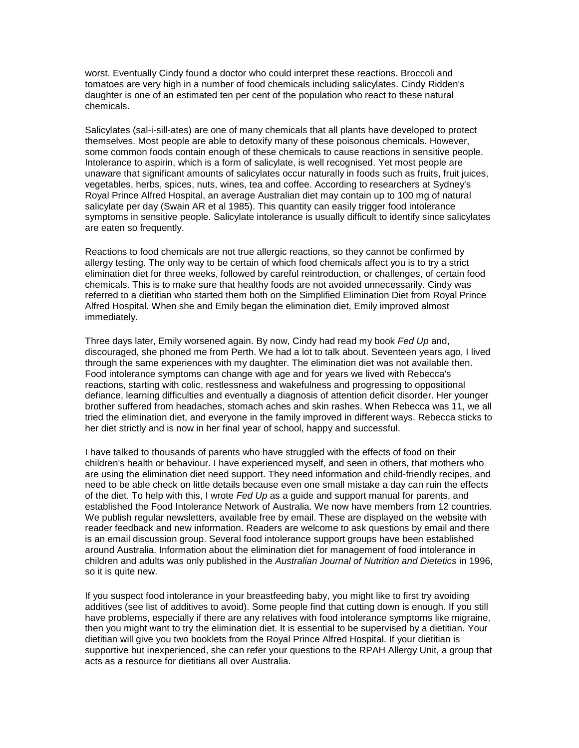worst. Eventually Cindy found a doctor who could interpret these reactions. Broccoli and tomatoes are very high in a number of food chemicals including salicylates. Cindy Ridden's daughter is one of an estimated ten per cent of the population who react to these natural chemicals.

Salicylates (sal-i-sill-ates) are one of many chemicals that all plants have developed to protect themselves. Most people are able to detoxify many of these poisonous chemicals. However, some common foods contain enough of these chemicals to cause reactions in sensitive people. Intolerance to aspirin, which is a form of salicylate, is well recognised. Yet most people are unaware that significant amounts of salicylates occur naturally in foods such as fruits, fruit juices, vegetables, herbs, spices, nuts, wines, tea and coffee. According to researchers at Sydney's Royal Prince Alfred Hospital, an average Australian diet may contain up to 100 mg of natural salicylate per day (Swain AR et al 1985). This quantity can easily trigger food intolerance symptoms in sensitive people. Salicylate intolerance is usually difficult to identify since salicylates are eaten so frequently.

Reactions to food chemicals are not true allergic reactions, so they cannot be confirmed by allergy testing. The only way to be certain of which food chemicals affect you is to try a strict elimination diet for three weeks, followed by careful reintroduction, or challenges, of certain food chemicals. This is to make sure that healthy foods are not avoided unnecessarily. Cindy was referred to a dietitian who started them both on the Simplified Elimination Diet from Royal Prince Alfred Hospital. When she and Emily began the elimination diet, Emily improved almost immediately.

Three days later, Emily worsened again. By now, Cindy had read my book *Fed Up* and, discouraged, she phoned me from Perth. We had a lot to talk about. Seventeen years ago, I lived through the same experiences with my daughter. The elimination diet was not available then. Food intolerance symptoms can change with age and for years we lived with Rebecca's reactions, starting with colic, restlessness and wakefulness and progressing to oppositional defiance, learning difficulties and eventually a diagnosis of attention deficit disorder. Her younger brother suffered from headaches, stomach aches and skin rashes. When Rebecca was 11, we all tried the elimination diet, and everyone in the family improved in different ways. Rebecca sticks to her diet strictly and is now in her final year of school, happy and successful.

I have talked to thousands of parents who have struggled with the effects of food on their children's health or behaviour. I have experienced myself, and seen in others, that mothers who are using the elimination diet need support. They need information and child-friendly recipes, and need to be able check on little details because even one small mistake a day can ruin the effects of the diet. To help with this, I wrote *Fed Up* as a guide and support manual for parents, and established the Food Intolerance Network of Australia. We now have members from 12 countries. We publish regular newsletters, available free by email. These are displayed on the website with reader feedback and new information. Readers are welcome to ask questions by email and there is an email discussion group. Several food intolerance support groups have been established around Australia. Information about the elimination diet for management of food intolerance in children and adults was only published in the *Australian Journal of Nutrition and Dietetics* in 1996, so it is quite new.

If you suspect food intolerance in your breastfeeding baby, you might like to first try avoiding additives (see list of additives to avoid). Some people find that cutting down is enough. If you still have problems, especially if there are any relatives with food intolerance symptoms like migraine, then you might want to try the elimination diet. It is essential to be supervised by a dietitian. Your dietitian will give you two booklets from the Royal Prince Alfred Hospital. If your dietitian is supportive but inexperienced, she can refer your questions to the RPAH Allergy Unit, a group that acts as a resource for dietitians all over Australia.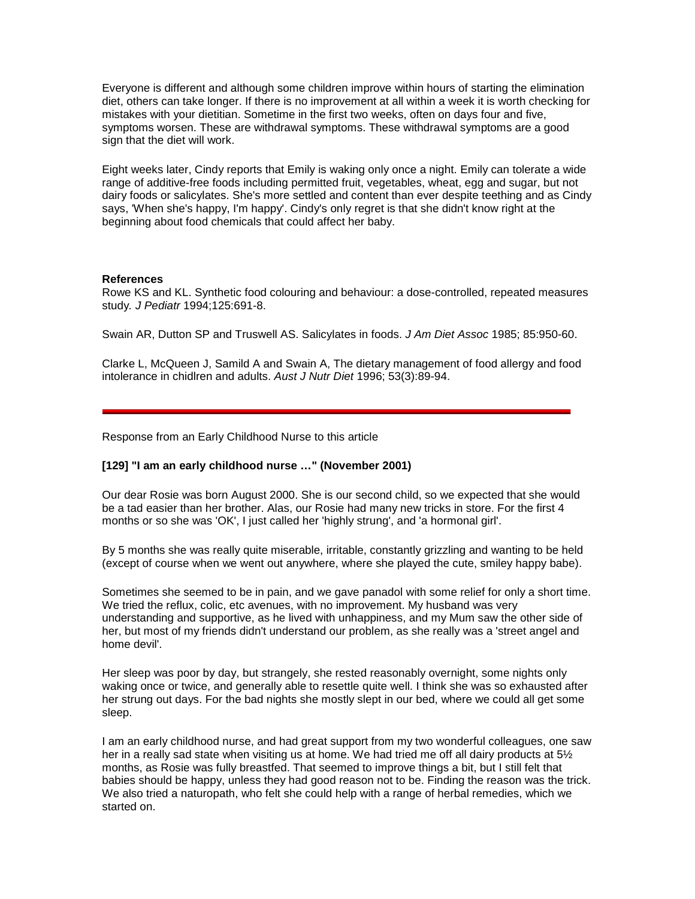Everyone is different and although some children improve within hours of starting the elimination diet, others can take longer. If there is no improvement at all within a week it is worth checking for mistakes with your dietitian. Sometime in the first two weeks, often on days four and five, symptoms worsen. These are withdrawal symptoms. These withdrawal symptoms are a good sign that the diet will work.

Eight weeks later, Cindy reports that Emily is waking only once a night. Emily can tolerate a wide range of additive-free foods including permitted fruit, vegetables, wheat, egg and sugar, but not dairy foods or salicylates. She's more settled and content than ever despite teething and as Cindy says, 'When she's happy, I'm happy'. Cindy's only regret is that she didn't know right at the beginning about food chemicals that could affect her baby.

**References**

Rowe KS and KL. Synthetic food colouring and behaviour: a dose-controlled, repeated measures study. *J Pediatr* 1994;125:691-8.

Swain AR, Dutton SP and Truswell AS. Salicylates in foods. *J Am Diet Assoc* 1985; 85:950-60.

Clarke L, McQueen J, Samild A and Swain A, The dietary management of food allergy and food intolerance in chidlren and adults. *Aust J Nutr Diet* 1996; 53(3):89-94.

---

Response from an Early Childhood Nurse to this article

**[129] "I am an early childhood nurse …" (November 2001)**

Our dear Rosie was born August 2000. She is our second child, so we expected that she would be a tad easier than her brother. Alas, our Rosie had many new tricks in store. For the first 4 months or so she was 'OK', I just called her 'highly strung', and 'a hormonal girl'.

By 5 months she was really quite miserable, irritable, constantly grizzling and wanting to be held (except of course when we went out anywhere, where she played the cute, smiley happy babe).

Sometimes she seemed to be in pain, and we gave panadol with some relief for only a short time. We tried the reflux, colic, etc avenues, with no improvement. My husband was very understanding and supportive, as he lived with unhappiness, and my Mum saw the other side of her, but most of my friends didn't understand our problem, as she really was a 'street angel and home devil'.

Her sleep was poor by day, but strangely, she rested reasonably overnight, some nights only waking once or twice, and generally able to resettle quite well. I think she was so exhausted after her strung out days. For the bad nights she mostly slept in our bed, where we could all get some sleep.

I am an early childhood nurse, and had great support from my two wonderful colleagues, one saw her in a really sad state when visiting us at home. We had tried me off all dairy products at 5½ months, as Rosie was fully breastfed. That seemed to improve things a bit, but I still felt that babies should be happy, unless they had good reason not to be. Finding the reason was the trick. We also tried a naturopath, who felt she could help with a range of herbal remedies, which we started on.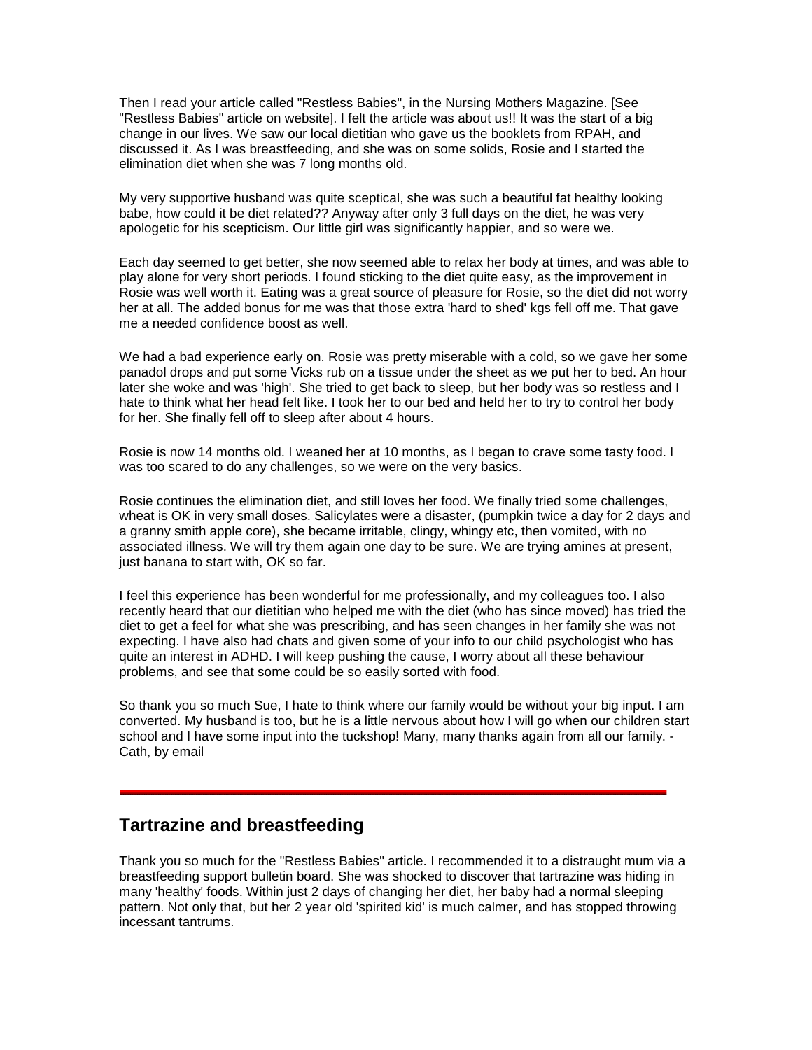Then I read your article called "Restless Babies", in the Nursing Mothers Magazine. [See "Restless Babies" article on website]. I felt the article was about us!! It was the start of a big change in our lives. We saw our local dietitian who gave us the booklets from RPAH, and discussed it. As I was breastfeeding, and she was on some solids, Rosie and I started the elimination diet when she was 7 long months old.

My very supportive husband was quite sceptical, she was such a beautiful fat healthy looking babe, how could it be diet related?? Anyway after only 3 full days on the diet, he was very apologetic for his scepticism. Our little girl was significantly happier, and so were we.

Each day seemed to get better, she now seemed able to relax her body at times, and was able to play alone for very short periods. I found sticking to the diet quite easy, as the improvement in Rosie was well worth it. Eating was a great source of pleasure for Rosie, so the diet did not worry her at all. The added bonus for me was that those extra 'hard to shed' kgs fell off me. That gave me a needed confidence boost as well.

We had a bad experience early on. Rosie was pretty miserable with a cold, so we gave her some panadol drops and put some Vicks rub on a tissue under the sheet as we put her to bed. An hour later she woke and was 'high'. She tried to get back to sleep, but her body was so restless and I hate to think what her head felt like. I took her to our bed and held her to try to control her body for her. She finally fell off to sleep after about 4 hours.

Rosie is now 14 months old. I weaned her at 10 months, as I began to crave some tasty food. I was too scared to do any challenges, so we were on the very basics.

Rosie continues the elimination diet, and still loves her food. We finally tried some challenges, wheat is OK in very small doses. Salicylates were a disaster, (pumpkin twice a day for 2 days and a granny smith apple core), she became irritable, clingy, whingy etc, then vomited, with no associated illness. We will try them again one day to be sure. We are trying amines at present, just banana to start with, OK so far.

I feel this experience has been wonderful for me professionally, and my colleagues too. I also recently heard that our dietitian who helped me with the diet (who has since moved) has tried the diet to get a feel for what she was prescribing, and has seen changes in her family she was not expecting. I have also had chats and given some of your info to our child psychologist who has quite an interest in ADHD. I will keep pushing the cause, I worry about all these behaviour problems, and see that some could be so easily sorted with food.

So thank you so much Sue, I hate to think where our family would be without your big input. I am converted. My husband is too, but he is a little nervous about how I will go when our children start school and I have some input into the tuckshop! Many, many thanks again from all our family. - Cath, by email

---

## Tartrazine and breastfeeding

Thank you so much for the "Restless Babies" article. I recommended it to a distraught mum via a breastfeeding support bulletin board. She was shocked to discover that tartrazine was hiding in many 'healthy' foods. Within just 2 days of changing her diet, her baby had a normal sleeping pattern. Not only that, but her 2 year old 'spirited kid' is much calmer, and has stopped throwing incessant tantrums.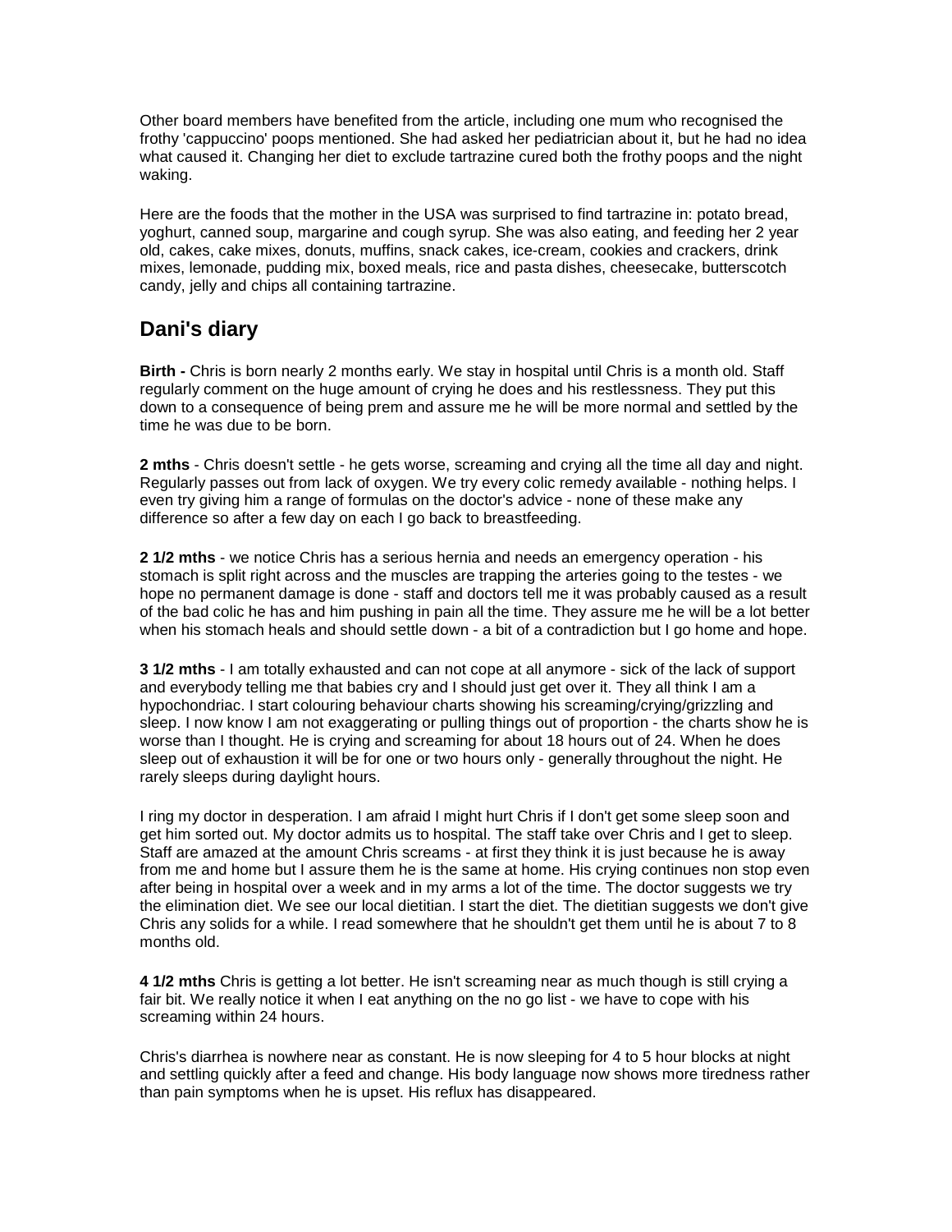Other board members have benefited from the article, including one mum who recognised the frothy 'cappuccino' poops mentioned. She had asked her pediatrician about it, but he had no idea what caused it. Changing her diet to exclude tartrazine cured both the frothy poops and the night waking.

Here are the foods that the mother in the USA was surprised to find tartrazine in: potato bread, yoghurt, canned soup, margarine and cough syrup. She was also eating, and feeding her 2 year old, cakes, cake mixes, donuts, muffins, snack cakes, ice-cream, cookies and crackers, drink mixes, lemonade, pudding mix, boxed meals, rice and pasta dishes, cheesecake, butterscotch candy, jelly and chips all containing tartrazine.

## Dani's diary

**Birth -** Chris is born nearly 2 months early. We stay in hospital until Chris is a month old. Staff regularly comment on the huge amount of crying he does and his restlessness. They put this down to a consequence of being prem and assure me he will be more normal and settled by the time he was due to be born.

**2 mths** - Chris doesn't settle - he gets worse, screaming and crying all the time all day and night. Regularly passes out from lack of oxygen. We try every colic remedy available - nothing helps. I even try giving him a range of formulas on the doctor's advice - none of these make any difference so after a few day on each I go back to breastfeeding.

**2 1/2 mths** - we notice Chris has a serious hernia and needs an emergency operation - his stomach is split right across and the muscles are trapping the arteries going to the testes - we hope no permanent damage is done - staff and doctors tell me it was probably caused as a result of the bad colic he has and him pushing in pain all the time. They assure me he will be a lot better when his stomach heals and should settle down - a bit of a contradiction but I go home and hope.

**3 1/2 mths** - I am totally exhausted and can not cope at all anymore - sick of the lack of support and everybody telling me that babies cry and I should just get over it. They all think I am a hypochondriac. I start colouring behaviour charts showing his screaming/crying/grizzling and sleep. I now know I am not exaggerating or pulling things out of proportion - the charts show he is worse than I thought. He is crying and screaming for about 18 hours out of 24. When he does sleep out of exhaustion it will be for one or two hours only - generally throughout the night. He rarely sleeps during daylight hours.

I ring my doctor in desperation. I am afraid I might hurt Chris if I don't get some sleep soon and get him sorted out. My doctor admits us to hospital. The staff take over Chris and I get to sleep. Staff are amazed at the amount Chris screams - at first they think it is just because he is away from me and home but I assure them he is the same at home. His crying continues non stop even after being in hospital over a week and in my arms a lot of the time. The doctor suggests we try the elimination diet. We see our local dietitian. I start the diet. The dietitian suggests we don't give Chris any solids for a while. I read somewhere that he shouldn't get them until he is about 7 to 8 months old.

**4 1/2 mths** Chris is getting a lot better. He isn't screaming near as much though is still crying a fair bit. We really notice it when I eat anything on the no go list - we have to cope with his screaming within 24 hours.

Chris's diarrhea is nowhere near as constant. He is now sleeping for 4 to 5 hour blocks at night and settling quickly after a feed and change. His body language now shows more tiredness rather than pain symptoms when he is upset. His reflux has disappeared.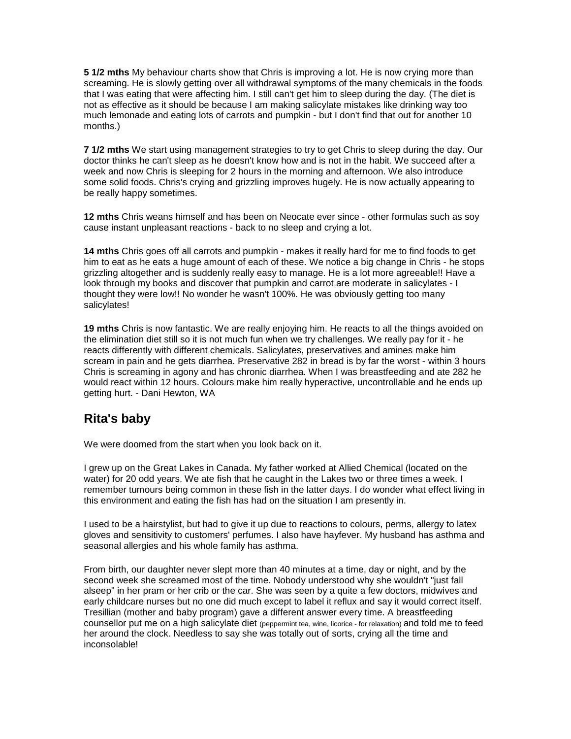**5 1/2 mths** My behaviour charts show that Chris is improving a lot. He is now crying more than screaming. He is slowly getting over all withdrawal symptoms of the many chemicals in the foods that I was eating that were affecting him. I still can't get him to sleep during the day. (The diet is not as effective as it should be because I am making salicylate mistakes like drinking way too much lemonade and eating lots of carrots and pumpkin - but I don't find that out for another 10 months.)

**7 1/2 mths** We start using management strategies to try to get Chris to sleep during the day. Our doctor thinks he can't sleep as he doesn't know how and is not in the habit. We succeed after a week and now Chris is sleeping for 2 hours in the morning and afternoon. We also introduce some solid foods. Chris's crying and grizzling improves hugely. He is now actually appearing to be really happy sometimes.

**12 mths** Chris weans himself and has been on Neocate ever since - other formulas such as soy cause instant unpleasant reactions - back to no sleep and crying a lot.

**14 mths** Chris goes off all carrots and pumpkin - makes it really hard for me to find foods to get him to eat as he eats a huge amount of each of these. We notice a big change in Chris - he stops grizzling altogether and is suddenly really easy to manage. He is a lot more agreeable!! Have a look through my books and discover that pumpkin and carrot are moderate in salicylates - I thought they were low!! No wonder he wasn't 100%. He was obviously getting too many salicylates!

**19 mths** Chris is now fantastic. We are really enjoying him. He reacts to all the things avoided on the elimination diet still so it is not much fun when we try challenges. We really pay for it - he reacts differently with different chemicals. Salicylates, preservatives and amines make him scream in pain and he gets diarrhea. Preservative 282 in bread is by far the worst - within 3 hours Chris is screaming in agony and has chronic diarrhea. When I was breastfeeding and ate 282 he would react within 12 hours. Colours make him really hyperactive, uncontrollable and he ends up getting hurt. - Dani Hewton, WA

## Rita's baby

We were doomed from the start when you look back on it.

I grew up on the Great Lakes in Canada. My father worked at Allied Chemical (located on the water) for 20 odd years. We ate fish that he caught in the Lakes two or three times a week. I remember tumours being common in these fish in the latter days. I do wonder what effect living in this environment and eating the fish has had on the situation I am presently in.

I used to be a hairstylist, but had to give it up due to reactions to colours, perms, allergy to latex gloves and sensitivity to customers' perfumes. I also have hayfever. My husband has asthma and seasonal allergies and his whole family has asthma.

From birth, our daughter never slept more than 40 minutes at a time, day or night, and by the second week she screamed most of the time. Nobody understood why she wouldn't "just fall alseep" in her pram or her crib or the car. She was seen by a quite a few doctors, midwives and early childcare nurses but no one did much except to label it reflux and say it would correct itself. Tresillian (mother and baby program) gave a different answer every time. A breastfeeding counsellor put me on a high salicylate diet (peppermint tea, wine, licorice - for relaxation) and told me to feed her around the clock. Needless to say she was totally out of sorts, crying all the time and inconsolable!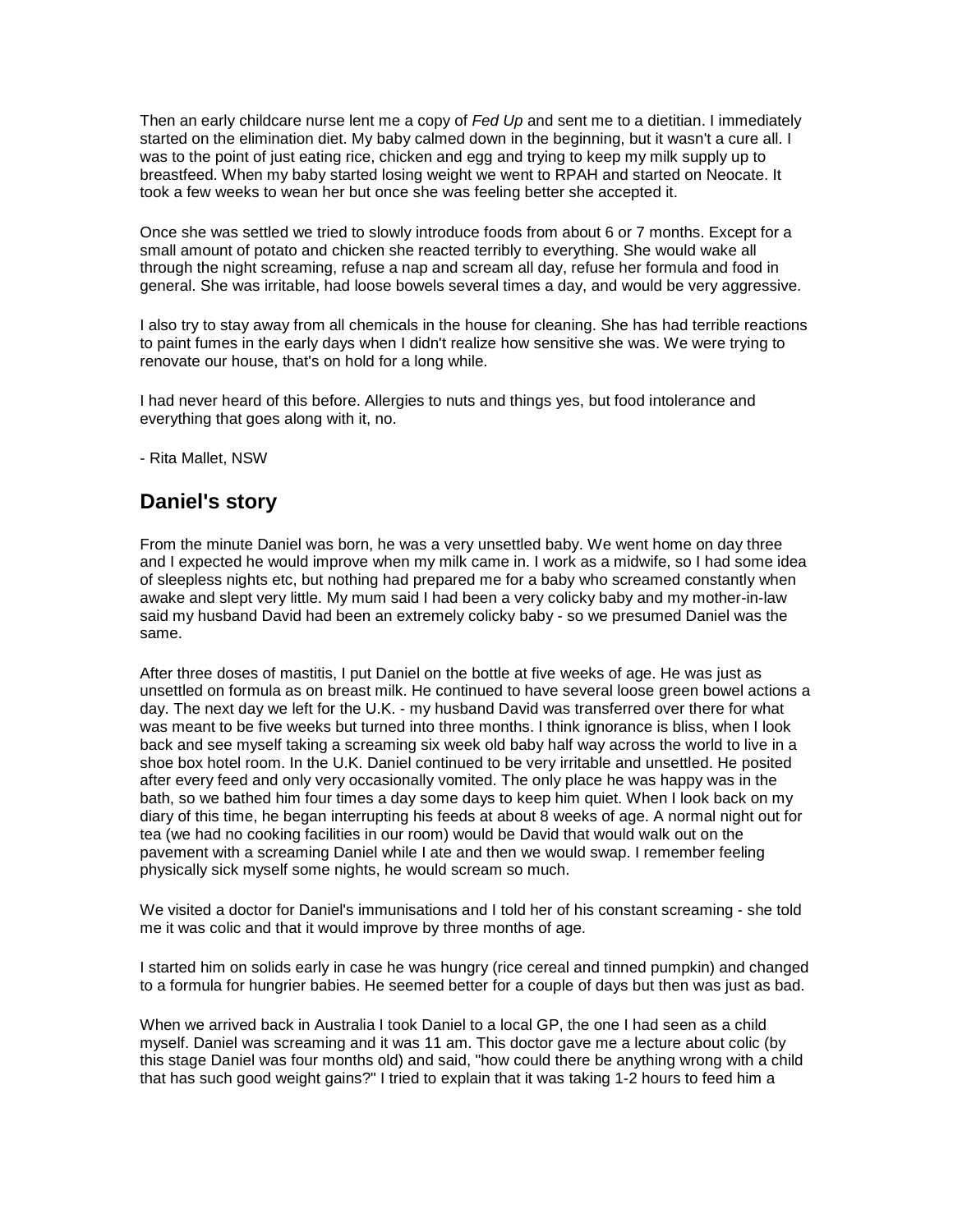Then an early childcare nurse lent me a copy of *Fed Up* and sent me to a dietitian. I immediately started on the elimination diet. My baby calmed down in the beginning, but it wasn't a cure all. I was to the point of just eating rice, chicken and egg and trying to keep my milk supply up to breastfeed. When my baby started losing weight we went to RPAH and started on Neocate. It took a few weeks to wean her but once she was feeling better she accepted it.

Once she was settled we tried to slowly introduce foods from about 6 or 7 months. Except for a small amount of potato and chicken she reacted terribly to everything. She would wake all through the night screaming, refuse a nap and scream all day, refuse her formula and food in general. She was irritable, had loose bowels several times a day, and would be very aggressive.

I also try to stay away from all chemicals in the house for cleaning. She has had terrible reactions to paint fumes in the early days when I didn't realize how sensitive she was. We were trying to renovate our house, that's on hold for a long while.

I had never heard of this before. Allergies to nuts and things yes, but food intolerance and everything that goes along with it, no.

- Rita Mallet, NSW

## Daniel's story

From the minute Daniel was born, he was a very unsettled baby. We went home on day three and I expected he would improve when my milk came in. I work as a midwife, so I had some idea of sleepless nights etc, but nothing had prepared me for a baby who screamed constantly when awake and slept very little. My mum said I had been a very colicky baby and my mother-in-law said my husband David had been an extremely colicky baby - so we presumed Daniel was the same.

After three doses of mastitis, I put Daniel on the bottle at five weeks of age. He was just as unsettled on formula as on breast milk. He continued to have several loose green bowel actions a day. The next day we left for the U.K. - my husband David was transferred over there for what was meant to be five weeks but turned into three months. I think ignorance is bliss, when I look back and see myself taking a screaming six week old baby half way across the world to live in a shoe box hotel room. In the U.K. Daniel continued to be very irritable and unsettled. He posited after every feed and only very occasionally vomited. The only place he was happy was in the bath, so we bathed him four times a day some days to keep him quiet. When I look back on my diary of this time, he began interrupting his feeds at about 8 weeks of age. A normal night out for tea (we had no cooking facilities in our room) would be David that would walk out on the pavement with a screaming Daniel while I ate and then we would swap. I remember feeling physically sick myself some nights, he would scream so much.

We visited a doctor for Daniel's immunisations and I told her of his constant screaming - she told me it was colic and that it would improve by three months of age.

I started him on solids early in case he was hungry (rice cereal and tinned pumpkin) and changed to a formula for hungrier babies. He seemed better for a couple of days but then was just as bad.

When we arrived back in Australia I took Daniel to a local GP, the one I had seen as a child myself. Daniel was screaming and it was 11 am. This doctor gave me a lecture about colic (by this stage Daniel was four months old) and said, "how could there be anything wrong with a child that has such good weight gains?" I tried to explain that it was taking 1-2 hours to feed him a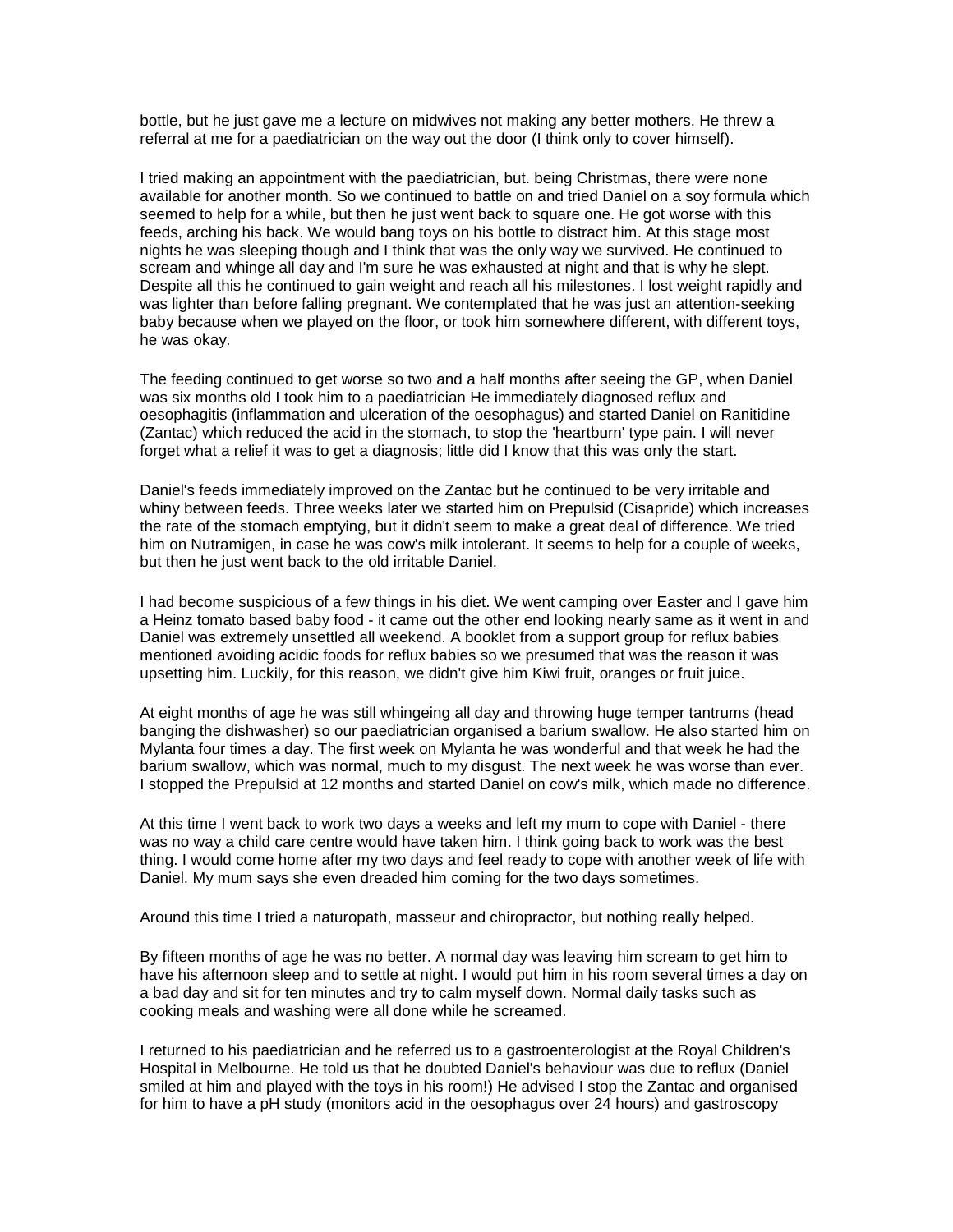bottle, but he just gave me a lecture on midwives not making any better mothers. He threw a referral at me for a paediatrician on the way out the door (I think only to cover himself).

I tried making an appointment with the paediatrician, but. being Christmas, there were none available for another month. So we continued to battle on and tried Daniel on a soy formula which seemed to help for a while, but then he just went back to square one. He got worse with this feeds, arching his back. We would bang toys on his bottle to distract him. At this stage most nights he was sleeping though and I think that was the only way we survived. He continued to scream and whinge all day and I'm sure he was exhausted at night and that is why he slept. Despite all this he continued to gain weight and reach all his milestones. I lost weight rapidly and was lighter than before falling pregnant. We contemplated that he was just an attention-seeking baby because when we played on the floor, or took him somewhere different, with different toys, he was okay.

The feeding continued to get worse so two and a half months after seeing the GP, when Daniel was six months old I took him to a paediatrician He immediately diagnosed reflux and oesophagitis (inflammation and ulceration of the oesophagus) and started Daniel on Ranitidine (Zantac) which reduced the acid in the stomach, to stop the 'heartburn' type pain. I will never forget what a relief it was to get a diagnosis; little did I know that this was only the start.

Daniel's feeds immediately improved on the Zantac but he continued to be very irritable and whiny between feeds. Three weeks later we started him on Prepulsid (Cisapride) which increases the rate of the stomach emptying, but it didn't seem to make a great deal of difference. We tried him on Nutramigen, in case he was cow's milk intolerant. It seems to help for a couple of weeks, but then he just went back to the old irritable Daniel.

I had become suspicious of a few things in his diet. We went camping over Easter and I gave him a Heinz tomato based baby food - it came out the other end looking nearly same as it went in and Daniel was extremely unsettled all weekend. A booklet from a support group for reflux babies mentioned avoiding acidic foods for reflux babies so we presumed that was the reason it was upsetting him. Luckily, for this reason, we didn't give him Kiwi fruit, oranges or fruit juice.

At eight months of age he was still whingeing all day and throwing huge temper tantrums (head banging the dishwasher) so our paediatrician organised a barium swallow. He also started him on Mylanta four times a day. The first week on Mylanta he was wonderful and that week he had the barium swallow, which was normal, much to my disgust. The next week he was worse than ever. I stopped the Prepulsid at 12 months and started Daniel on cow's milk, which made no difference.

At this time I went back to work two days a weeks and left my mum to cope with Daniel - there was no way a child care centre would have taken him. I think going back to work was the best thing. I would come home after my two days and feel ready to cope with another week of life with Daniel. My mum says she even dreaded him coming for the two days sometimes.

Around this time I tried a naturopath, masseur and chiropractor, but nothing really helped.

By fifteen months of age he was no better. A normal day was leaving him scream to get him to have his afternoon sleep and to settle at night. I would put him in his room several times a day on a bad day and sit for ten minutes and try to calm myself down. Normal daily tasks such as cooking meals and washing were all done while he screamed.

I returned to his paediatrician and he referred us to a gastroenterologist at the Royal Children's Hospital in Melbourne. He told us that he doubted Daniel's behaviour was due to reflux (Daniel smiled at him and played with the toys in his room!) He advised I stop the Zantac and organised for him to have a pH study (monitors acid in the oesophagus over 24 hours) and gastroscopy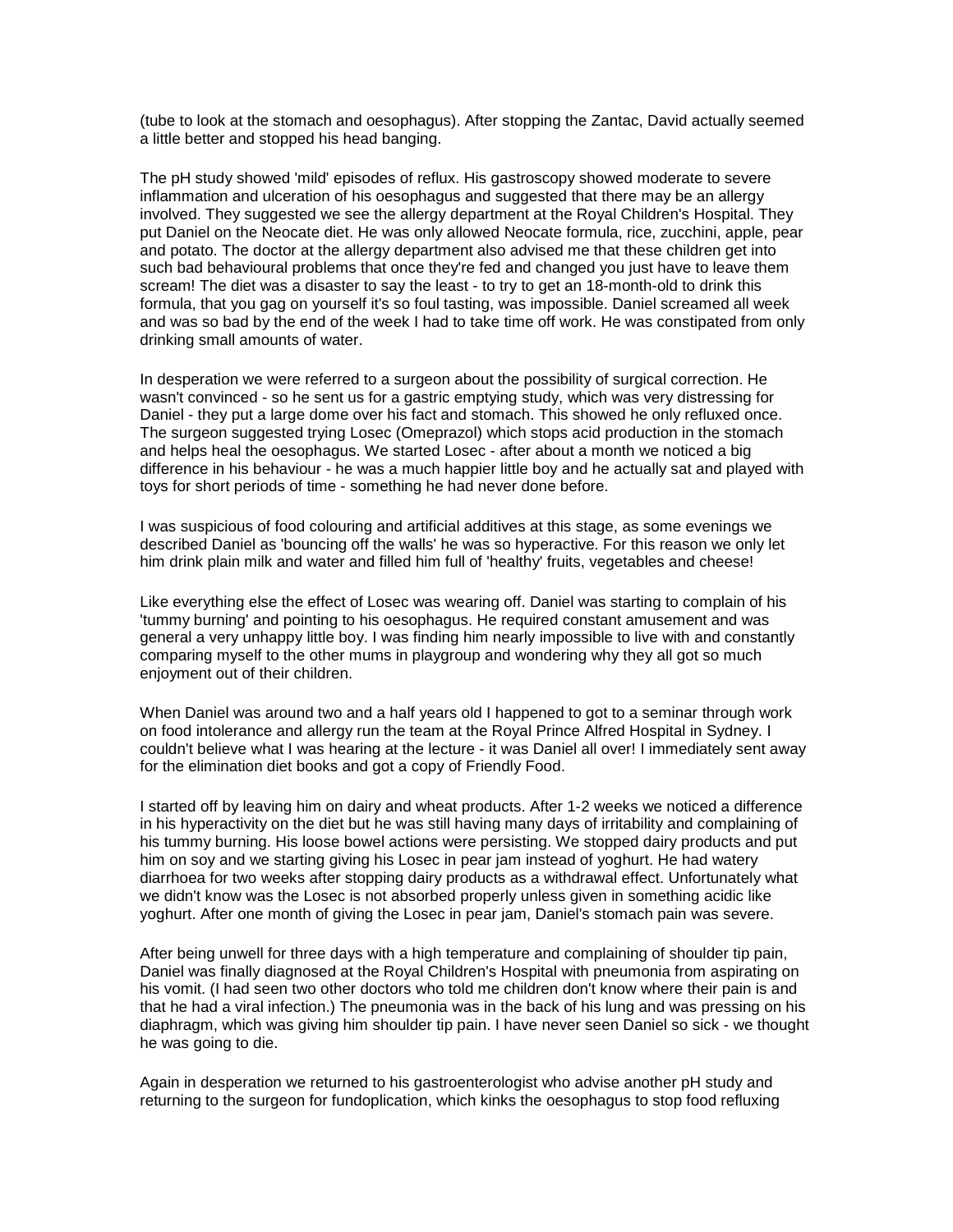(tube to look at the stomach and oesophagus). After stopping the Zantac, David actually seemed a little better and stopped his head banging.

The pH study showed 'mild' episodes of reflux. His gastroscopy showed moderate to severe inflammation and ulceration of his oesophagus and suggested that there may be an allergy involved. They suggested we see the allergy department at the Royal Children's Hospital. They put Daniel on the Neocate diet. He was only allowed Neocate formula, rice, zucchini, apple, pear and potato. The doctor at the allergy department also advised me that these children get into such bad behavioural problems that once they're fed and changed you just have to leave them scream! The diet was a disaster to say the least - to try to get an 18-month-old to drink this formula, that you gag on yourself it's so foul tasting, was impossible. Daniel screamed all week and was so bad by the end of the week I had to take time off work. He was constipated from only drinking small amounts of water.

In desperation we were referred to a surgeon about the possibility of surgical correction. He wasn't convinced - so he sent us for a gastric emptying study, which was very distressing for Daniel - they put a large dome over his fact and stomach. This showed he only refluxed once. The surgeon suggested trying Losec (Omeprazol) which stops acid production in the stomach and helps heal the oesophagus. We started Losec - after about a month we noticed a big difference in his behaviour - he was a much happier little boy and he actually sat and played with toys for short periods of time - something he had never done before.

I was suspicious of food colouring and artificial additives at this stage, as some evenings we described Daniel as 'bouncing off the walls' he was so hyperactive. For this reason we only let him drink plain milk and water and filled him full of 'healthy' fruits, vegetables and cheese!

Like everything else the effect of Losec was wearing off. Daniel was starting to complain of his 'tummy burning' and pointing to his oesophagus. He required constant amusement and was general a very unhappy little boy. I was finding him nearly impossible to live with and constantly comparing myself to the other mums in playgroup and wondering why they all got so much enjoyment out of their children.

When Daniel was around two and a half years old I happened to got to a seminar through work on food intolerance and allergy run the team at the Royal Prince Alfred Hospital in Sydney. I couldn't believe what I was hearing at the lecture - it was Daniel all over! I immediately sent away for the elimination diet books and got a copy of Friendly Food.

I started off by leaving him on dairy and wheat products. After 1-2 weeks we noticed a difference in his hyperactivity on the diet but he was still having many days of irritability and complaining of his tummy burning. His loose bowel actions were persisting. We stopped dairy products and put him on soy and we starting giving his Losec in pear jam instead of yoghurt. He had watery diarrhoea for two weeks after stopping dairy products as a withdrawal effect. Unfortunately what we didn't know was the Losec is not absorbed properly unless given in something acidic like yoghurt. After one month of giving the Losec in pear jam, Daniel's stomach pain was severe.

After being unwell for three days with a high temperature and complaining of shoulder tip pain, Daniel was finally diagnosed at the Royal Children's Hospital with pneumonia from aspirating on his vomit. (I had seen two other doctors who told me children don't know where their pain is and that he had a viral infection.) The pneumonia was in the back of his lung and was pressing on his diaphragm, which was giving him shoulder tip pain. I have never seen Daniel so sick - we thought he was going to die.

Again in desperation we returned to his gastroenterologist who advise another pH study and returning to the surgeon for fundoplication, which kinks the oesophagus to stop food refluxing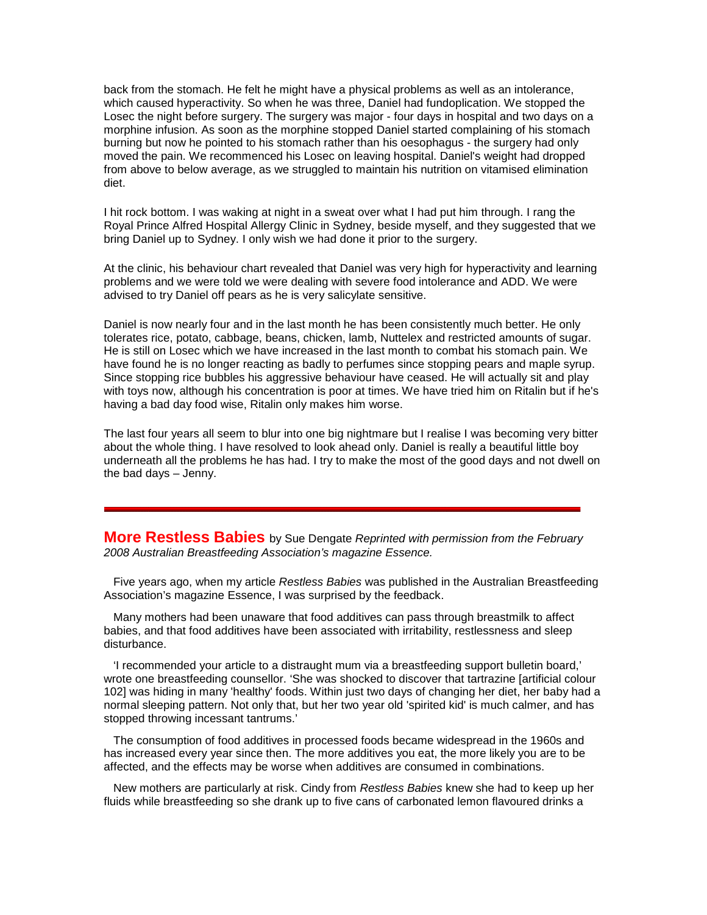back from the stomach. He felt he might have a physical problems as well as an intolerance, which caused hyperactivity. So when he was three, Daniel had fundoplication. We stopped the Losec the night before surgery. The surgery was major - four days in hospital and two days on a morphine infusion. As soon as the morphine stopped Daniel started complaining of his stomach burning but now he pointed to his stomach rather than his oesophagus - the surgery had only moved the pain. We recommenced his Losec on leaving hospital. Daniel's weight had dropped from above to below average, as we struggled to maintain his nutrition on vitamised elimination diet.

I hit rock bottom. I was waking at night in a sweat over what I had put him through. I rang the Royal Prince Alfred Hospital Allergy Clinic in Sydney, beside myself, and they suggested that we bring Daniel up to Sydney. I only wish we had done it prior to the surgery.

At the clinic, his behaviour chart revealed that Daniel was very high for hyperactivity and learning problems and we were told we were dealing with severe food intolerance and ADD. We were advised to try Daniel off pears as he is very salicylate sensitive.

Daniel is now nearly four and in the last month he has been consistently much better. He only tolerates rice, potato, cabbage, beans, chicken, lamb, Nuttelex and restricted amounts of sugar. He is still on Losec which we have increased in the last month to combat his stomach pain. We have found he is no longer reacting as badly to perfumes since stopping pears and maple syrup. Since stopping rice bubbles his aggressive behaviour have ceased. He will actually sit and play with toys now, although his concentration is poor at times. We have tried him on Ritalin but if he's having a bad day food wise, Ritalin only makes him worse.

The last four years all seem to blur into one big nightmare but I realise I was becoming very bitter about the whole thing. I have resolved to look ahead only. Daniel is really a beautiful little boy underneath all the problems he has had. I try to make the most of the good days and not dwell on the bad days – Jenny.

---

## More Restless Babies

by Sue Dengate *Reprinted with permission from the February 2008 Australian Breastfeeding Association's magazine Essence.*

Five years ago, when my article *Restless Babies* was published in the Australian Breastfeeding Association's magazine Essence, I was surprised by the feedback.

Many mothers had been unaware that food additives can pass through breastmilk to affect babies, and that food additives have been associated with irritability, restlessness and sleep disturbance.

'I recommended your article to a distraught mum via a breastfeeding support bulletin board,' wrote one breastfeeding counsellor. 'She was shocked to discover that tartrazine [artificial colour 102] was hiding in many 'healthy' foods. Within just two days of changing her diet, her baby had a normal sleeping pattern. Not only that, but her two year old 'spirited kid' is much calmer, and has stopped throwing incessant tantrums.'

The consumption of food additives in processed foods became widespread in the 1960s and has increased every year since then. The more additives you eat, the more likely you are to be affected, and the effects may be worse when additives are consumed in combinations.

New mothers are particularly at risk. Cindy from *Restless Babies* knew she had to keep up her fluids while breastfeeding so she drank up to five cans of carbonated lemon flavoured drinks a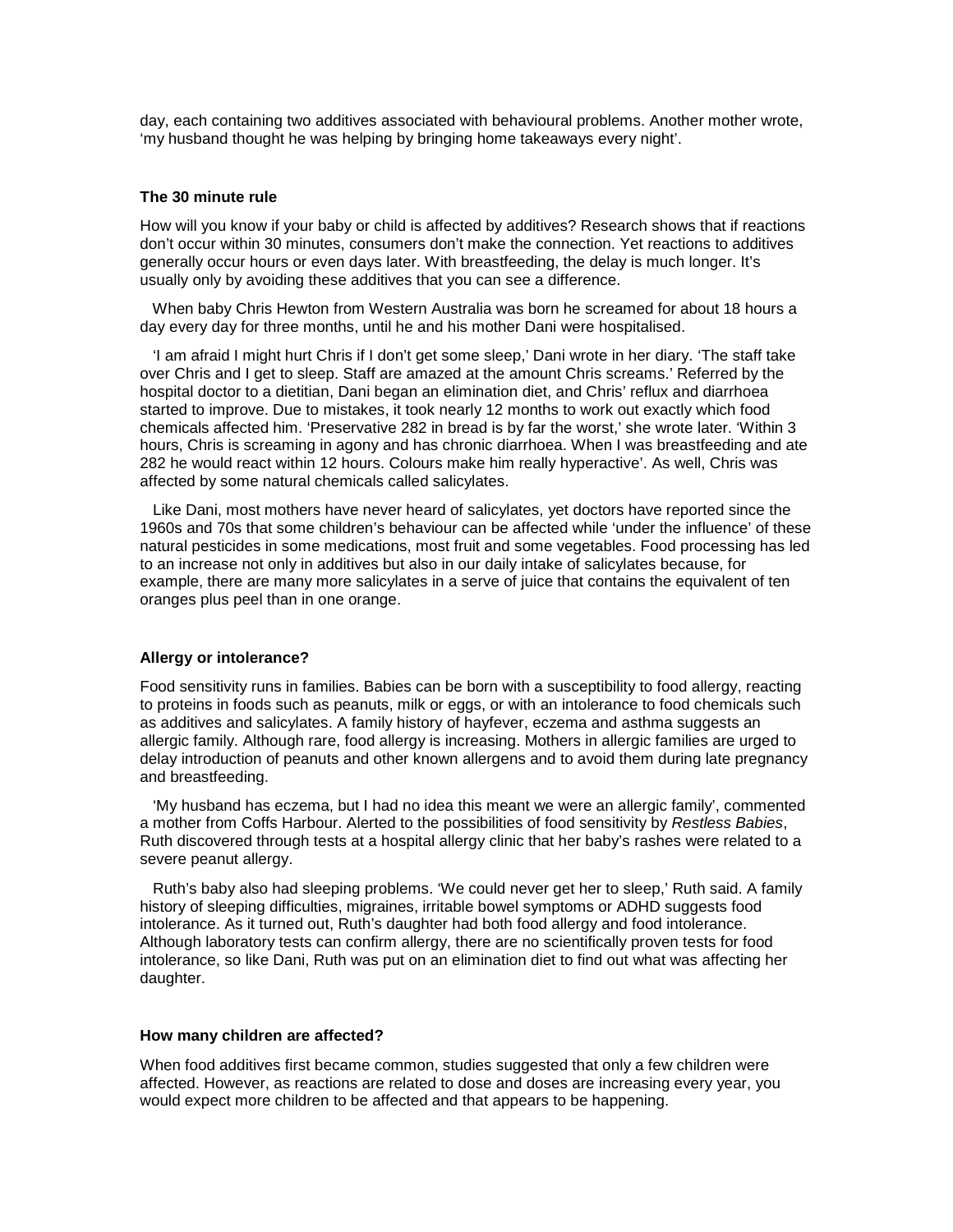day, each containing two additives associated with behavioural problems. Another mother wrote, 'my husband thought he was helping by bringing home takeaways every night'.

### The 30 minute rule

How will you know if your baby or child is affected by additives? Research shows that if reactions don't occur within 30 minutes, consumers don't make the connection. Yet reactions to additives generally occur hours or even days later. With breastfeeding, the delay is much longer. It's usually only by avoiding these additives that you can see a difference.

When baby Chris Hewton from Western Australia was born he screamed for about 18 hours a day every day for three months, until he and his mother Dani were hospitalised.

'I am afraid I might hurt Chris if I don't get some sleep,' Dani wrote in her diary. 'The staff take over Chris and I get to sleep. Staff are amazed at the amount Chris screams.' Referred by the hospital doctor to a dietitian, Dani began an elimination diet, and Chris' reflux and diarrhoea started to improve. Due to mistakes, it took nearly 12 months to work out exactly which food chemicals affected him. 'Preservative 282 in bread is by far the worst,' she wrote later. 'Within 3 hours, Chris is screaming in agony and has chronic diarrhoea. When I was breastfeeding and ate 282 he would react within 12 hours. Colours make him really hyperactive'. As well, Chris was affected by some natural chemicals called salicylates.

Like Dani, most mothers have never heard of salicylates, yet doctors have reported since the 1960s and 70s that some children's behaviour can be affected while 'under the influence' of these natural pesticides in some medications, most fruit and some vegetables. Food processing has led to an increase not only in additives but also in our daily intake of salicylates because, for example, there are many more salicylates in a serve of juice that contains the equivalent of ten oranges plus peel than in one orange.

### Allergy or intolerance?

Food sensitivity runs in families. Babies can be born with a susceptibility to food allergy, reacting to proteins in foods such as peanuts, milk or eggs, or with an intolerance to food chemicals such as additives and salicylates. A family history of hayfever, eczema and asthma suggests an allergic family. Although rare, food allergy is increasing. Mothers in allergic families are urged to delay introduction of peanuts and other known allergens and to avoid them during late pregnancy and breastfeeding.

'My husband has eczema, but I had no idea this meant we were an allergic family', commented a mother from Coffs Harbour. Alerted to the possibilities of food sensitivity by *Restless Babies*, Ruth discovered through tests at a hospital allergy clinic that her baby's rashes were related to a severe peanut allergy.

Ruth's baby also had sleeping problems. 'We could never get her to sleep,' Ruth said. A family history of sleeping difficulties, migraines, irritable bowel symptoms or ADHD suggests food intolerance. As it turned out, Ruth's daughter had both food allergy and food intolerance. Although laboratory tests can confirm allergy, there are no scientifically proven tests for food intolerance, so like Dani, Ruth was put on an elimination diet to find out what was affecting her daughter.

### How many children are affected?

When food additives first became common, studies suggested that only a few children were affected. However, as reactions are related to dose and doses are increasing every year, you would expect more children to be affected and that appears to be happening.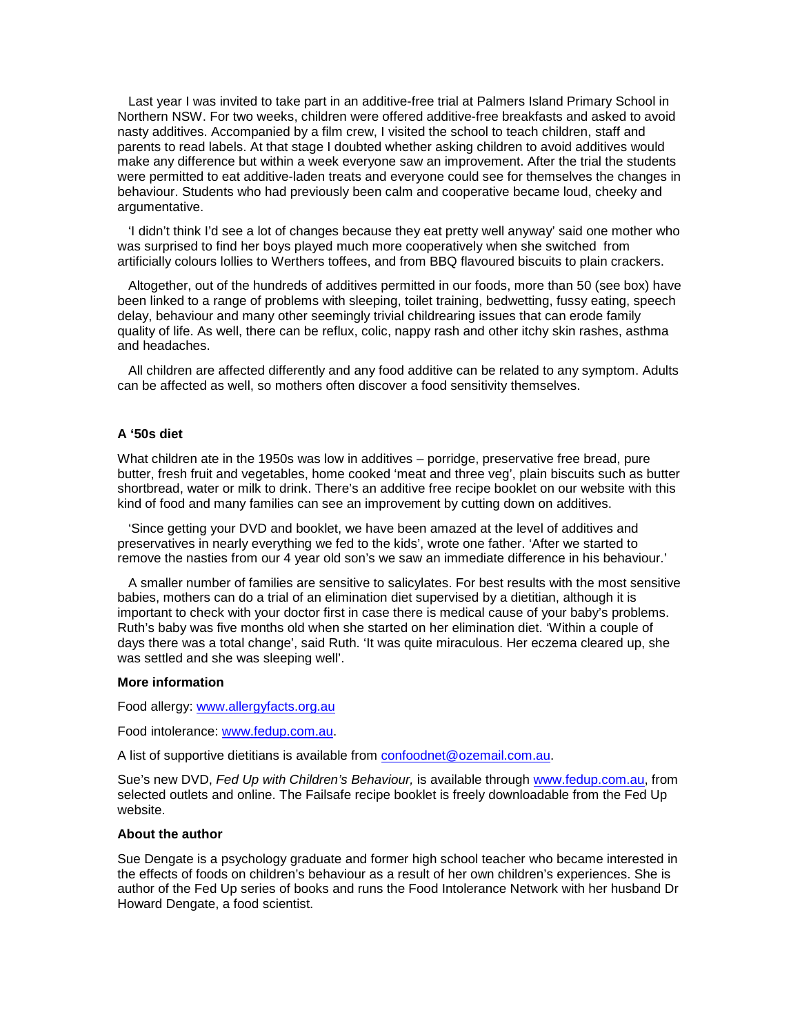Last year I was invited to take part in an additive-free trial at Palmers Island Primary School in Northern NSW. For two weeks, children were offered additive-free breakfasts and asked to avoid nasty additives. Accompanied by a film crew, I visited the school to teach children, staff and parents to read labels. At that stage I doubted whether asking children to avoid additives would make any difference but within a week everyone saw an improvement. After the trial the students were permitted to eat additive-laden treats and everyone could see for themselves the changes in behaviour. Students who had previously been calm and cooperative became loud, cheeky and argumentative.

'I didn't think I'd see a lot of changes because they eat pretty well anyway' said one mother who was surprised to find her boys played much more cooperatively when she switched from artificially colours lollies to Werthers toffees, and from BBQ flavoured biscuits to plain crackers.

Altogether, out of the hundreds of additives permitted in our foods, more than 50 (see box) have been linked to a range of problems with sleeping, toilet training, bedwetting, fussy eating, speech delay, behaviour and many other seemingly trivial childrearing issues that can erode family quality of life. As well, there can be reflux, colic, nappy rash and other itchy skin rashes, asthma and headaches.

All children are affected differently and any food additive can be related to any symptom. Adults can be affected as well, so mothers often discover a food sensitivity themselves.

**A '50s diet**

What children ate in the 1950s was low in additives – porridge, preservative free bread, pure butter, fresh fruit and vegetables, home cooked 'meat and three veg', plain biscuits such as butter shortbread, water or milk to drink. There's an additive free recipe booklet on our website with this kind of food and many families can see an improvement by cutting down on additives.

'Since getting your DVD and booklet, we have been amazed at the level of additives and preservatives in nearly everything we fed to the kids', wrote one father. 'After we started to remove the nasties from our 4 year old son's we saw an immediate difference in his behaviour.'

A smaller number of families are sensitive to salicylates. For best results with the most sensitive babies, mothers can do a trial of an elimination diet supervised by a dietitian, although it is important to check with your doctor first in case there is medical cause of your baby's problems. Ruth's baby was five months old when she started on her elimination diet. 'Within a couple of days there was a total change', said Ruth. 'It was quite miraculous. Her eczema cleared up, she was settled and she was sleeping well'.

**More information**

Food allergy: www.allergyfacts.org.au

Food intolerance: www.fedup.com.au.

A list of supportive dietitians is available from confoodnet@ozemail.com.au.

Sue's new DVD, *Fed Up with Children's Behaviour,* is available through www.fedup.com.au, from selected outlets and online. The Failsafe recipe booklet is freely downloadable from the Fed Up website.

**About the author**

Sue Dengate is a psychology graduate and former high school teacher who became interested in the effects of foods on children's behaviour as a result of her own children's experiences. She is author of the Fed Up series of books and runs the Food Intolerance Network with her husband Dr Howard Dengate, a food scientist.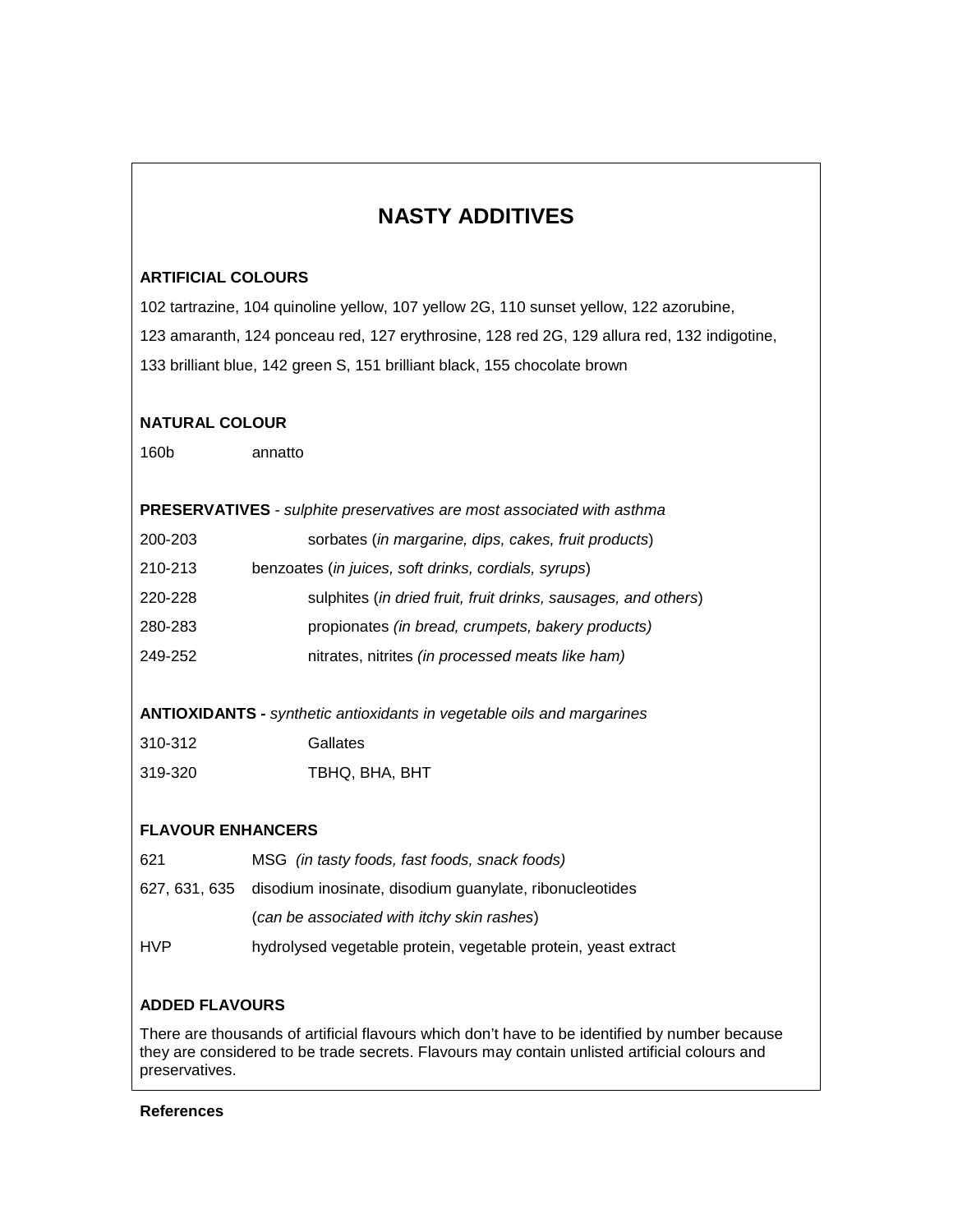# NASTY ADDITIVES

### ARTIFICIAL COLOURS

102 tartrazine, 104 quinoline yellow, 107 yellow 2G, 110 sunset yellow, 122 azorubine, 123 amaranth, 124 ponceau red, 127 erythrosine, 128 red 2G, 129 allura red, 132 indigotine, 133 brilliant blue, 142 green S, 151 brilliant black, 155 chocolate brown

### NATURAL COLOUR

| | |
|---|---|
| 160b | annatto |

### PRESERVATIVES - *sulphite preservatives are most associated with asthma*

| | |
|---|---|
| 200-203 | sorbates (*in margarine, dips, cakes, fruit products*) |
| 210-213 | benzoates (*in juices, soft drinks, cordials, syrups*) |
| 220-228 | sulphites (*in dried fruit, fruit drinks, sausages, and others*) |
| 280-283 | propionates *(in bread, crumpets, bakery products)* |
| 249-252 | nitrates, nitrites *(in processed meats like ham)* |

### ANTIOXIDANTS - *synthetic antioxidants in vegetable oils and margarines*

| | |
|---|---|
| 310-312 | Gallates |
| 319-320 | TBHQ, BHA, BHT |

### FLAVOUR ENHANCERS

| | |
|---|---|
| 621 | MSG *(in tasty foods, fast foods, snack foods)* |
| 627, 631, 635 | disodium inosinate, disodium guanylate, ribonucleotides (*can be associated with itchy skin rashes*) |
| HVP | hydrolysed vegetable protein, vegetable protein, yeast extract |

### ADDED FLAVOURS

There are thousands of artificial flavours which don't have to be identified by number because they are considered to be trade secrets. Flavours may contain unlisted artificial colours and preservatives.

**References**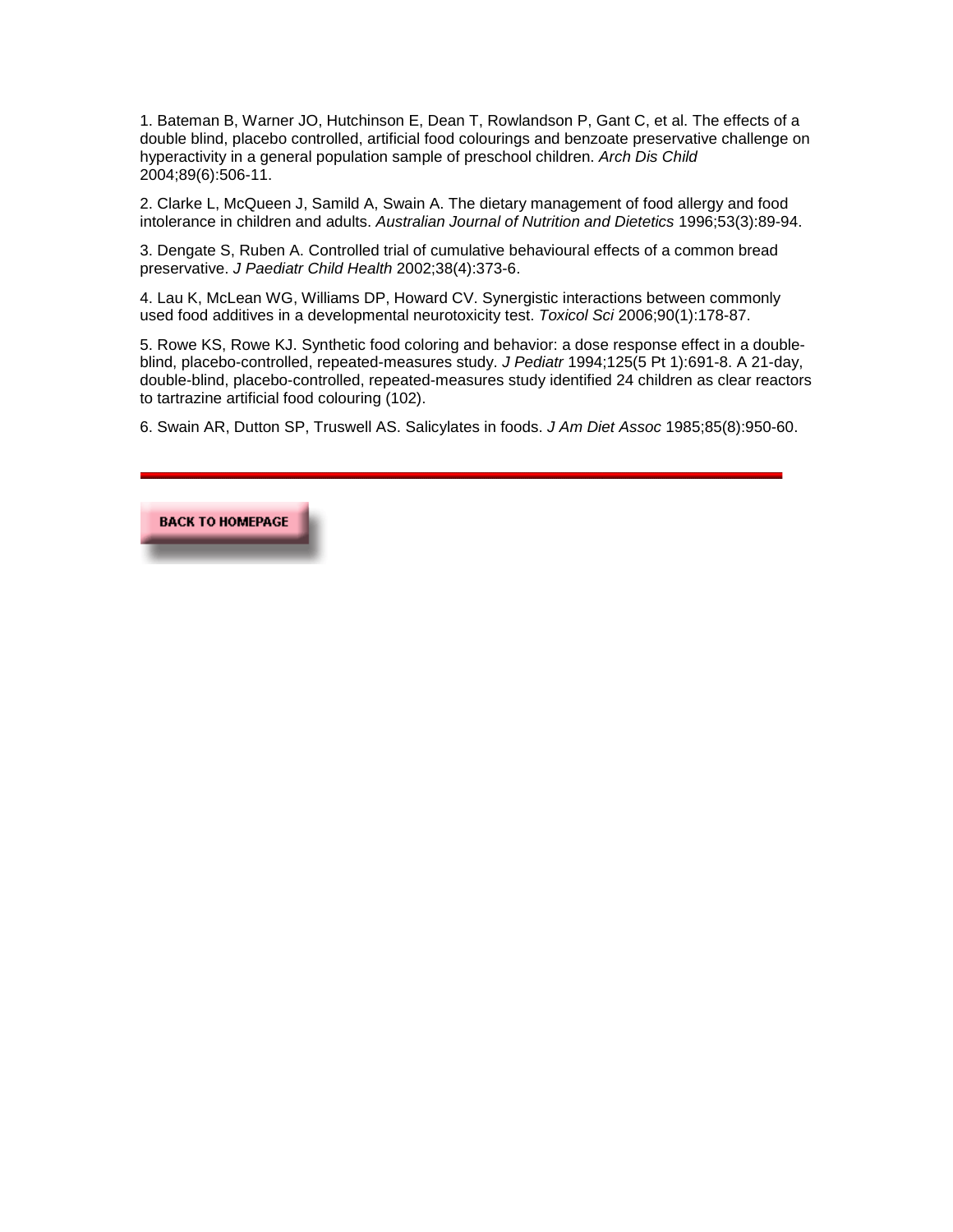1. Bateman B, Warner JO, Hutchinson E, Dean T, Rowlandson P, Gant C, et al. The effects of a double blind, placebo controlled, artificial food colourings and benzoate preservative challenge on hyperactivity in a general population sample of preschool children. *Arch Dis Child* 2004;89(6):506-11.

2. Clarke L, McQueen J, Samild A, Swain A. The dietary management of food allergy and food intolerance in children and adults. *Australian Journal of Nutrition and Dietetics* 1996;53(3):89-94.

3. Dengate S, Ruben A. Controlled trial of cumulative behavioural effects of a common bread preservative. *J Paediatr Child Health* 2002;38(4):373-6.

4. Lau K, McLean WG, Williams DP, Howard CV. Synergistic interactions between commonly used food additives in a developmental neurotoxicity test. *Toxicol Sci* 2006;90(1):178-87.

5. Rowe KS, Rowe KJ. Synthetic food coloring and behavior: a dose response effect in a double-blind, placebo-controlled, repeated-measures study. *J Pediatr* 1994;125(5 Pt 1):691-8. A 21-day, double-blind, placebo-controlled, repeated-measures study identified 24 children as clear reactors to tartrazine artificial food colouring (102).

6. Swain AR, Dutton SP, Truswell AS. Salicylates in foods. *J Am Diet Assoc* 1985;85(8):950-60.

---

BACK TO HOMEPAGE